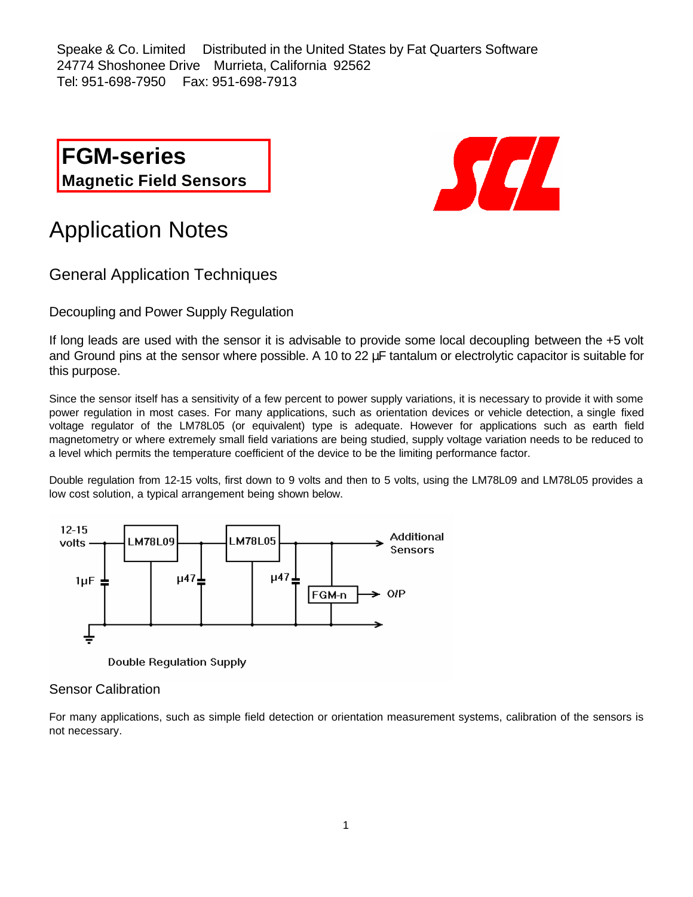Speake & Co. Limited Distributed in the United States by Fat Quarters Software
24774 Shoshonee Drive Murrieta, California 92562
Tel: 951-698-7950 Fax: 951-698-7913

**FGM-series**
**Magnetic Field Sensors**

# Application Notes

## General Application Techniques

### Decoupling and Power Supply Regulation

If long leads are used with the sensor it is advisable to provide some local decoupling between the +5 volt and Ground pins at the sensor where possible. A 10 to 22 µF tantalum or electrolytic capacitor is suitable for this purpose.

Since the sensor itself has a sensitivity of a few percent to power supply variations, it is necessary to provide it with some power regulation in most cases. For many applications, such as orientation devices or vehicle detection, a single fixed voltage regulator of the LM78L05 (or equivalent) type is adequate. However for applications such as earth field magnetometry or where extremely small field variations are being studied, supply voltage variation needs to be reduced to a level which permits the temperature coefficient of the device to be the limiting performance factor.

Double regulation from 12-15 volts, first down to 9 volts and then to 5 volts, using the LM78L09 and LM78L05 provides a low cost solution, a typical arrangement being shown below.

12-15 volts — LM78L09 — LM78L05 — Additional Sensors

1µF, µ47, µ47, FGM-n → O/P

Double Regulation Supply

### Sensor Calibration

For many applications, such as simple field detection or orientation measurement systems, calibration of the sensors is not necessary.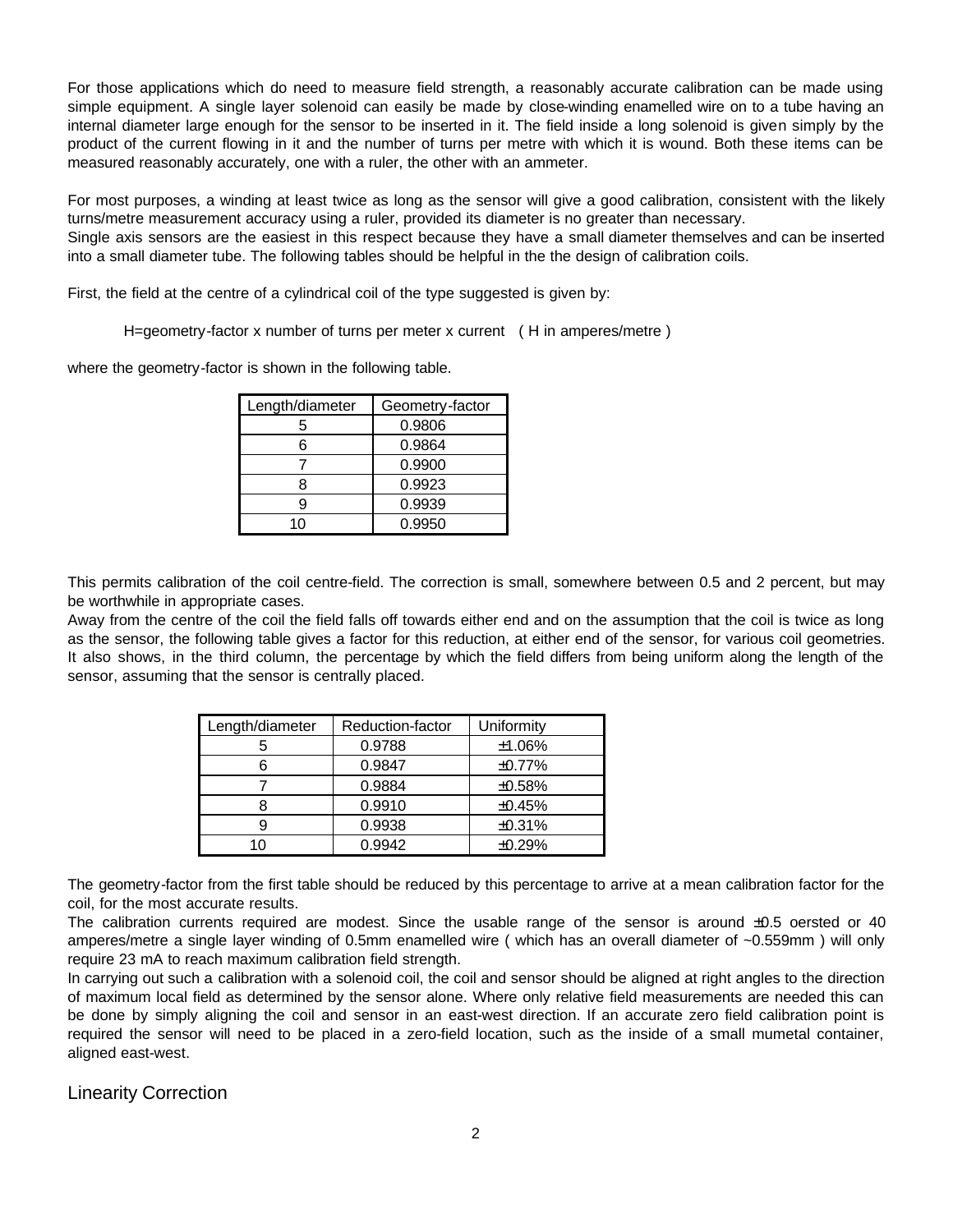For those applications which do need to measure field strength, a reasonably accurate calibration can be made using simple equipment. A single layer solenoid can easily be made by close-winding enamelled wire on to a tube having an internal diameter large enough for the sensor to be inserted in it. The field inside a long solenoid is given simply by the product of the current flowing in it and the number of turns per metre with which it is wound. Both these items can be measured reasonably accurately, one with a ruler, the other with an ammeter.

For most purposes, a winding at least twice as long as the sensor will give a good calibration, consistent with the likely turns/metre measurement accuracy using a ruler, provided its diameter is no greater than necessary.
Single axis sensors are the easiest in this respect because they have a small diameter themselves and can be inserted into a small diameter tube. The following tables should be helpful in the the design of calibration coils.

First, the field at the centre of a cylindrical coil of the type suggested is given by:

H=geometry-factor x number of turns per meter x current ( H in amperes/metre )

where the geometry-factor is shown in the following table.

| Length/diameter | Geometry-factor |
|---|---|
| 5 | 0.9806 |
| 6 | 0.9864 |
| 7 | 0.9900 |
| 8 | 0.9923 |
| 9 | 0.9939 |
| 10 | 0.9950 |

This permits calibration of the coil centre-field. The correction is small, somewhere between 0.5 and 2 percent, but may be worthwhile in appropriate cases.
Away from the centre of the coil the field falls off towards either end and on the assumption that the coil is twice as long as the sensor, the following table gives a factor for this reduction, at either end of the sensor, for various coil geometries. It also shows, in the third column, the percentage by which the field differs from being uniform along the length of the sensor, assuming that the sensor is centrally placed.

| Length/diameter | Reduction-factor | Uniformity |
|---|---|---|
| 5 | 0.9788 | ±1.06% |
| 6 | 0.9847 | ±0.77% |
| 7 | 0.9884 | ±0.58% |
| 8 | 0.9910 | ±0.45% |
| 9 | 0.9938 | ±0.31% |
| 10 | 0.9942 | ±0.29% |

The geometry-factor from the first table should be reduced by this percentage to arrive at a mean calibration factor for the coil, for the most accurate results.
The calibration currents required are modest. Since the usable range of the sensor is around ±0.5 oersted or 40 amperes/metre a single layer winding of 0.5mm enamelled wire ( which has an overall diameter of ~0.559mm ) will only require 23 mA to reach maximum calibration field strength.
In carrying out such a calibration with a solenoid coil, the coil and sensor should be aligned at right angles to the direction of maximum local field as determined by the sensor alone. Where only relative field measurements are needed this can be done by simply aligning the coil and sensor in an east-west direction. If an accurate zero field calibration point is required the sensor will need to be placed in a zero-field location, such as the inside of a small mumetal container, aligned east-west.

## Linearity Correction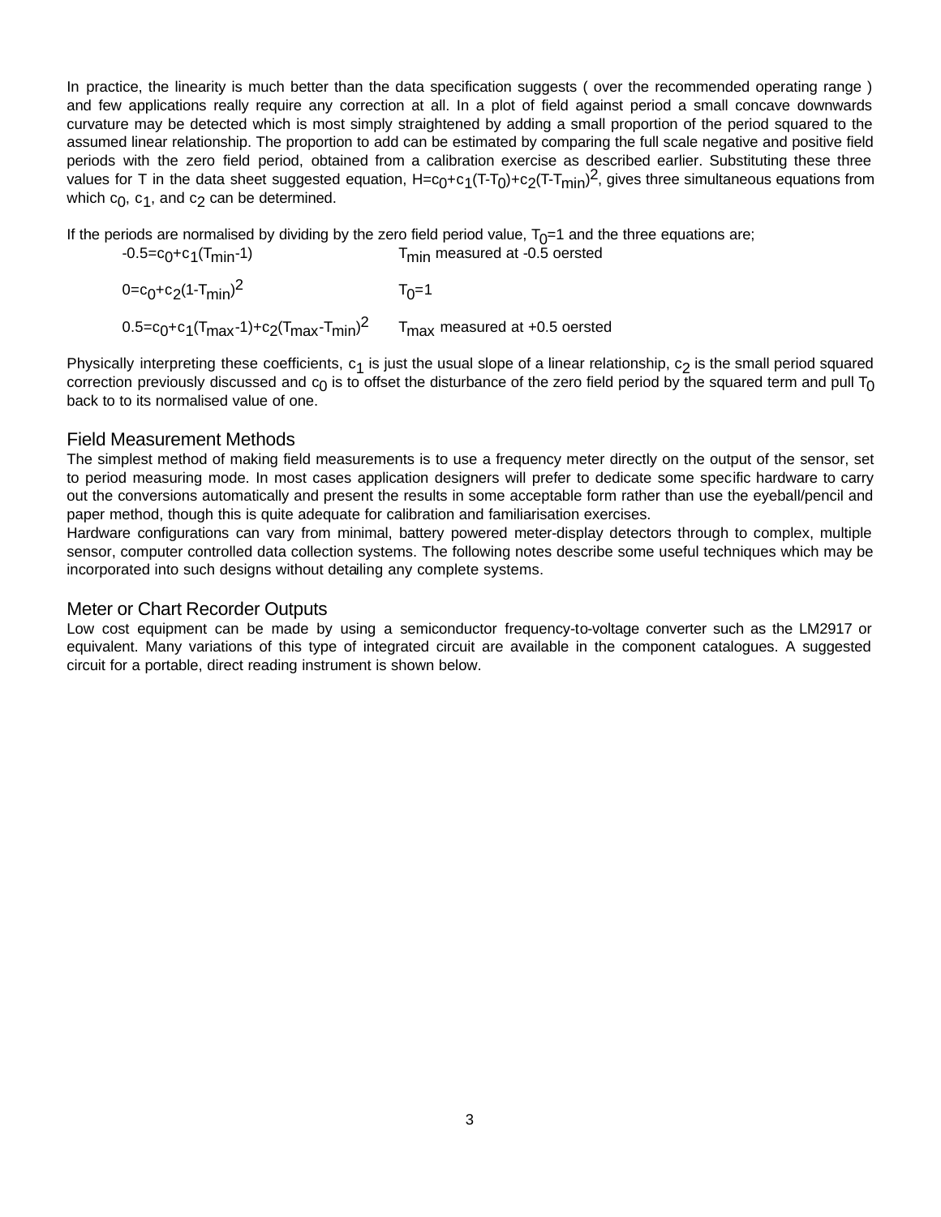In practice, the linearity is much better than the data specification suggests ( over the recommended operating range ) and few applications really require any correction at all. In a plot of field against period a small concave downwards curvature may be detected which is most simply straightened by adding a small proportion of the period squared to the assumed linear relationship. The proportion to add can be estimated by comparing the full scale negative and positive field periods with the zero field period, obtained from a calibration exercise as described earlier. Substituting these three values for T in the data sheet suggested equation, $H=c_0+c_1(T-T_0)+c_2(T-T_{min})^2$, gives three simultaneous equations from which $c_0$, $c_1$, and $c_2$ can be determined.

If the periods are normalised by dividing by the zero field period value, $T_0=1$ and the three equations are;

$-0.5=c_0+c_1(T_{min}-1)$ $T_{min}$ measured at -0.5 oersted

$0=c_0+c_2(1-T_{min})^2$ $T_0=1$

$0.5=c_0+c_1(T_{max}-1)+c_2(T_{max}-T_{min})^2$ $T_{max}$ measured at +0.5 oersted

Physically interpreting these coefficients, $c_1$ is just the usual slope of a linear relationship, $c_2$ is the small period squared correction previously discussed and $c_0$ is to offset the disturbance of the zero field period by the squared term and pull $T_0$ back to to its normalised value of one.

## Field Measurement Methods

The simplest method of making field measurements is to use a frequency meter directly on the output of the sensor, set to period measuring mode. In most cases application designers will prefer to dedicate some specific hardware to carry out the conversions automatically and present the results in some acceptable form rather than use the eyeball/pencil and paper method, though this is quite adequate for calibration and familiarisation exercises.

Hardware configurations can vary from minimal, battery powered meter-display detectors through to complex, multiple sensor, computer controlled data collection systems. The following notes describe some useful techniques which may be incorporated into such designs without detailing any complete systems.

## Meter or Chart Recorder Outputs

Low cost equipment can be made by using a semiconductor frequency-to-voltage converter such as the LM2917 or equivalent. Many variations of this type of integrated circuit are available in the component catalogues. A suggested circuit for a portable, direct reading instrument is shown below.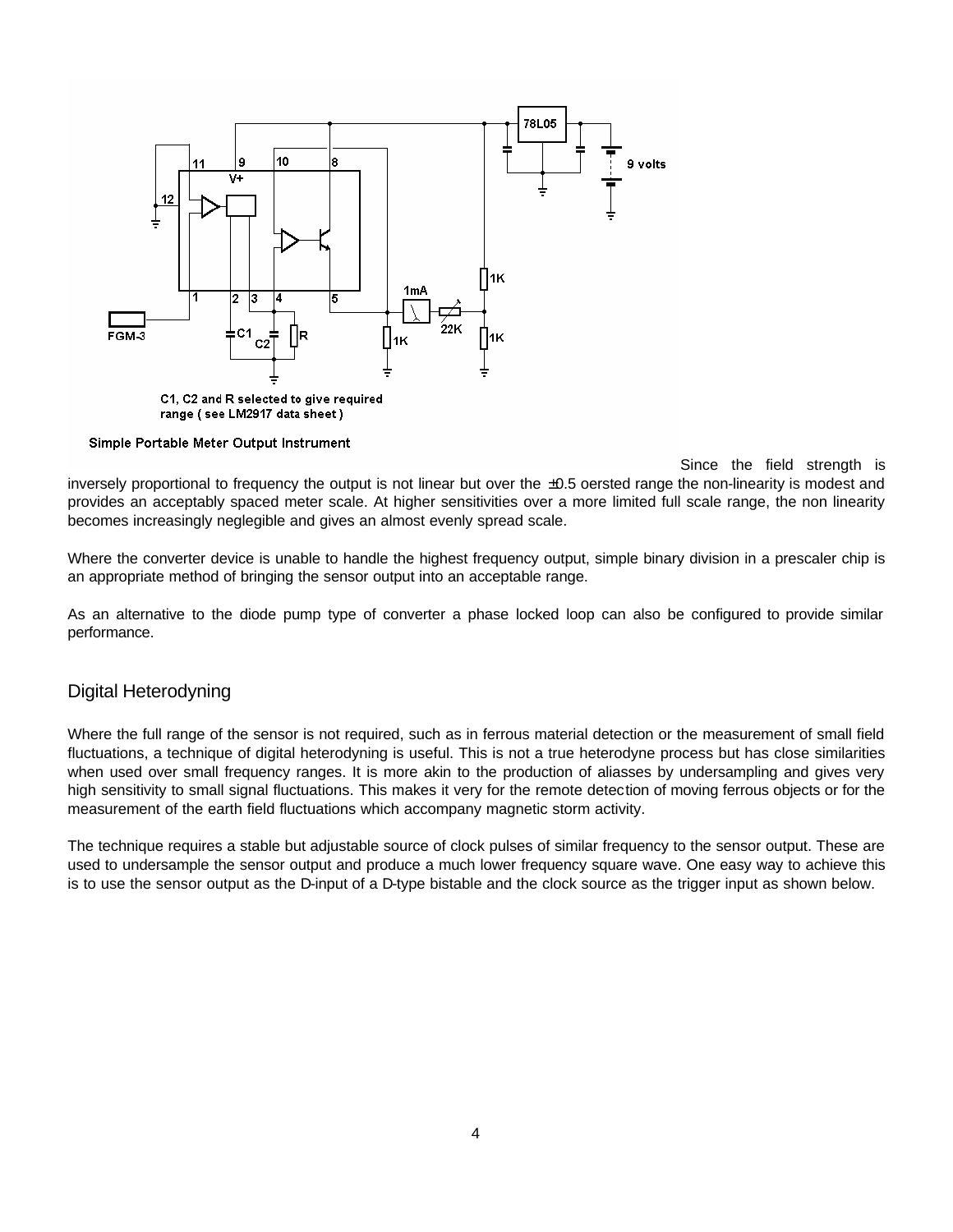C1, C2 and R selected to give required range ( see LM2917 data sheet )

Simple Portable Meter Output Instrument

Since the field strength is inversely proportional to frequency the output is not linear but over the ±0.5 oersted range the non-linearity is modest and provides an acceptably spaced meter scale. At higher sensitivities over a more limited full scale range, the non linearity becomes increasingly neglegible and gives an almost evenly spread scale.

Where the converter device is unable to handle the highest frequency output, simple binary division in a prescaler chip is an appropriate method of bringing the sensor output into an acceptable range.

As an alternative to the diode pump type of converter a phase locked loop can also be configured to provide similar performance.

## Digital Heterodyning

Where the full range of the sensor is not required, such as in ferrous material detection or the measurement of small field fluctuations, a technique of digital heterodyning is useful. This is not a true heterodyne process but has close similarities when used over small frequency ranges. It is more akin to the production of aliasses by undersampling and gives very high sensitivity to small signal fluctuations. This makes it very for the remote detection of moving ferrous objects or for the measurement of the earth field fluctuations which accompany magnetic storm activity.

The technique requires a stable but adjustable source of clock pulses of similar frequency to the sensor output. These are used to undersample the sensor output and produce a much lower frequency square wave. One easy way to achieve this is to use the sensor output as the D-input of a D-type bistable and the clock source as the trigger input as shown below.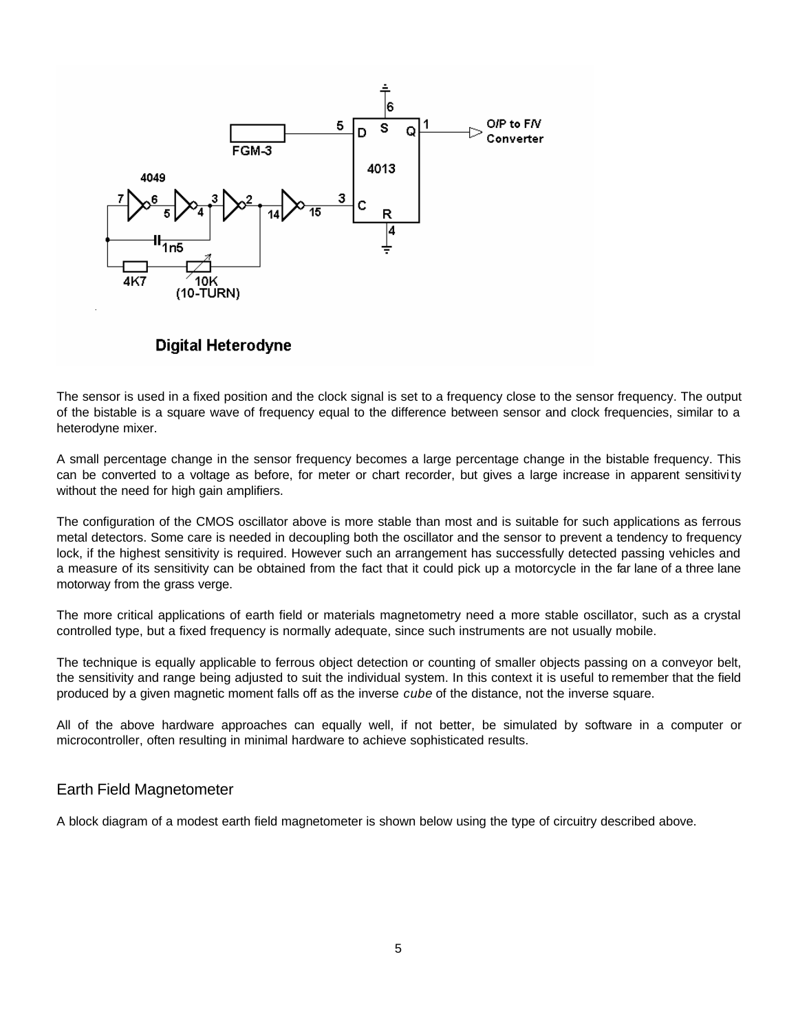Digital Heterodyne

The sensor is used in a fixed position and the clock signal is set to a frequency close to the sensor frequency. The output of the bistable is a square wave of frequency equal to the difference between sensor and clock frequencies, similar to a heterodyne mixer.

A small percentage change in the sensor frequency becomes a large percentage change in the bistable frequency. This can be converted to a voltage as before, for meter or chart recorder, but gives a large increase in apparent sensitivity without the need for high gain amplifiers.

The configuration of the CMOS oscillator above is more stable than most and is suitable for such applications as ferrous metal detectors. Some care is needed in decoupling both the oscillator and the sensor to prevent a tendency to frequency lock, if the highest sensitivity is required. However such an arrangement has successfully detected passing vehicles and a measure of its sensitivity can be obtained from the fact that it could pick up a motorcycle in the far lane of a three lane motorway from the grass verge.

The more critical applications of earth field or materials magnetometry need a more stable oscillator, such as a crystal controlled type, but a fixed frequency is normally adequate, since such instruments are not usually mobile.

The technique is equally applicable to ferrous object detection or counting of smaller objects passing on a conveyor belt, the sensitivity and range being adjusted to suit the individual system. In this context it is useful to remember that the field produced by a given magnetic moment falls off as the inverse *cube* of the distance, not the inverse square.

All of the above hardware approaches can equally well, if not better, be simulated by software in a computer or microcontroller, often resulting in minimal hardware to achieve sophisticated results.

## Earth Field Magnetometer

A block diagram of a modest earth field magnetometer is shown below using the type of circuitry described above.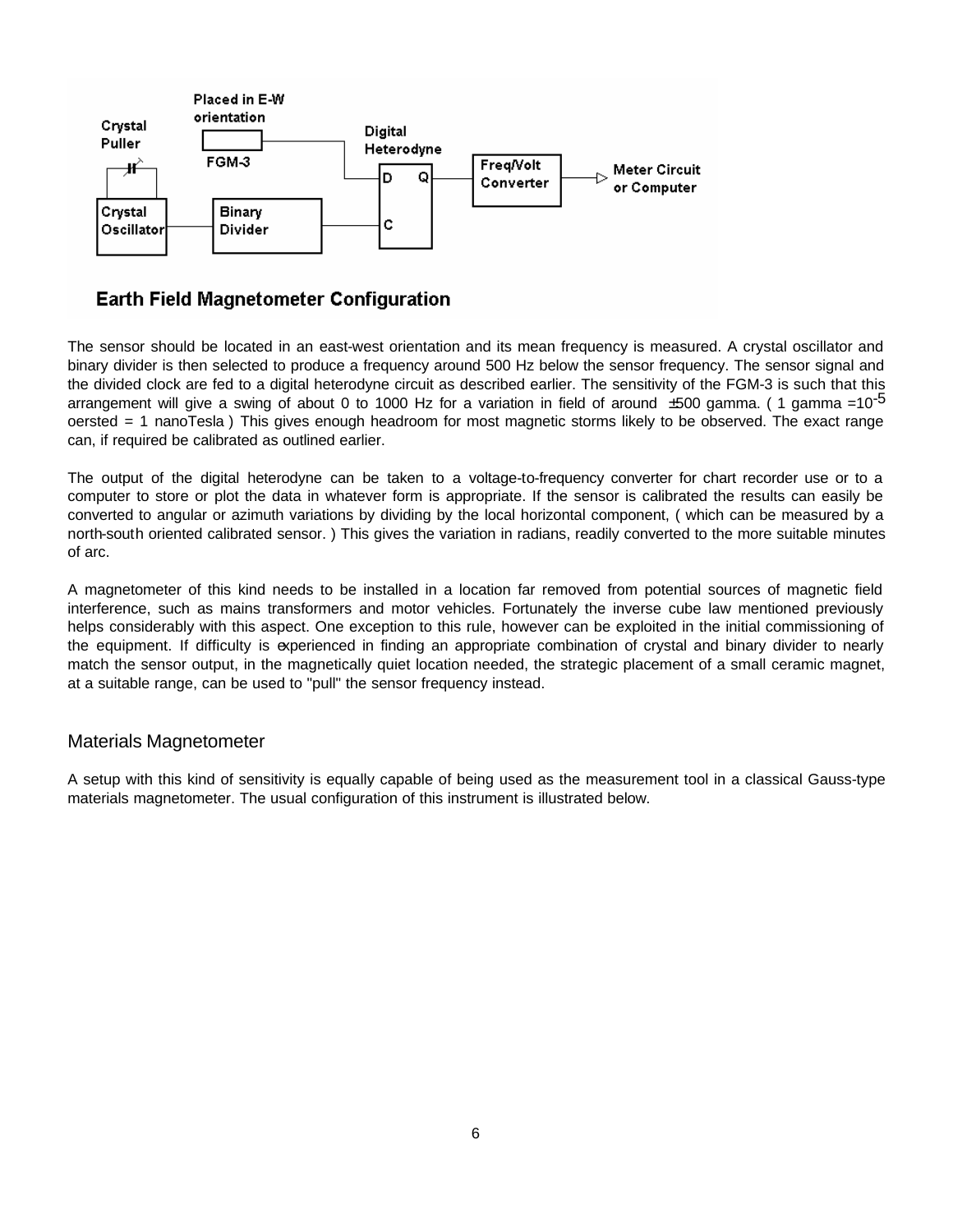**Earth Field Magnetometer Configuration**

The sensor should be located in an east-west orientation and its mean frequency is measured. A crystal oscillator and binary divider is then selected to produce a frequency around 500 Hz below the sensor frequency. The sensor signal and the divided clock are fed to a digital heterodyne circuit as described earlier. The sensitivity of the FGM-3 is such that this arrangement will give a swing of about 0 to 1000 Hz for a variation in field of around ±500 gamma. ( 1 gamma $=10^{-5}$ oersted = 1 nanoTesla ) This gives enough headroom for most magnetic storms likely to be observed. The exact range can, if required be calibrated as outlined earlier.

The output of the digital heterodyne can be taken to a voltage-to-frequency converter for chart recorder use or to a computer to store or plot the data in whatever form is appropriate. If the sensor is calibrated the results can easily be converted to angular or azimuth variations by dividing by the local horizontal component, ( which can be measured by a north-south oriented calibrated sensor. ) This gives the variation in radians, readily converted to the more suitable minutes of arc.

A magnetometer of this kind needs to be installed in a location far removed from potential sources of magnetic field interference, such as mains transformers and motor vehicles. Fortunately the inverse cube law mentioned previously helps considerably with this aspect. One exception to this rule, however can be exploited in the initial commissioning of the equipment. If difficulty is experienced in finding an appropriate combination of crystal and binary divider to nearly match the sensor output, in the magnetically quiet location needed, the strategic placement of a small ceramic magnet, at a suitable range, can be used to "pull" the sensor frequency instead.

## Materials Magnetometer

A setup with this kind of sensitivity is equally capable of being used as the measurement tool in a classical Gauss-type materials magnetometer. The usual configuration of this instrument is illustrated below.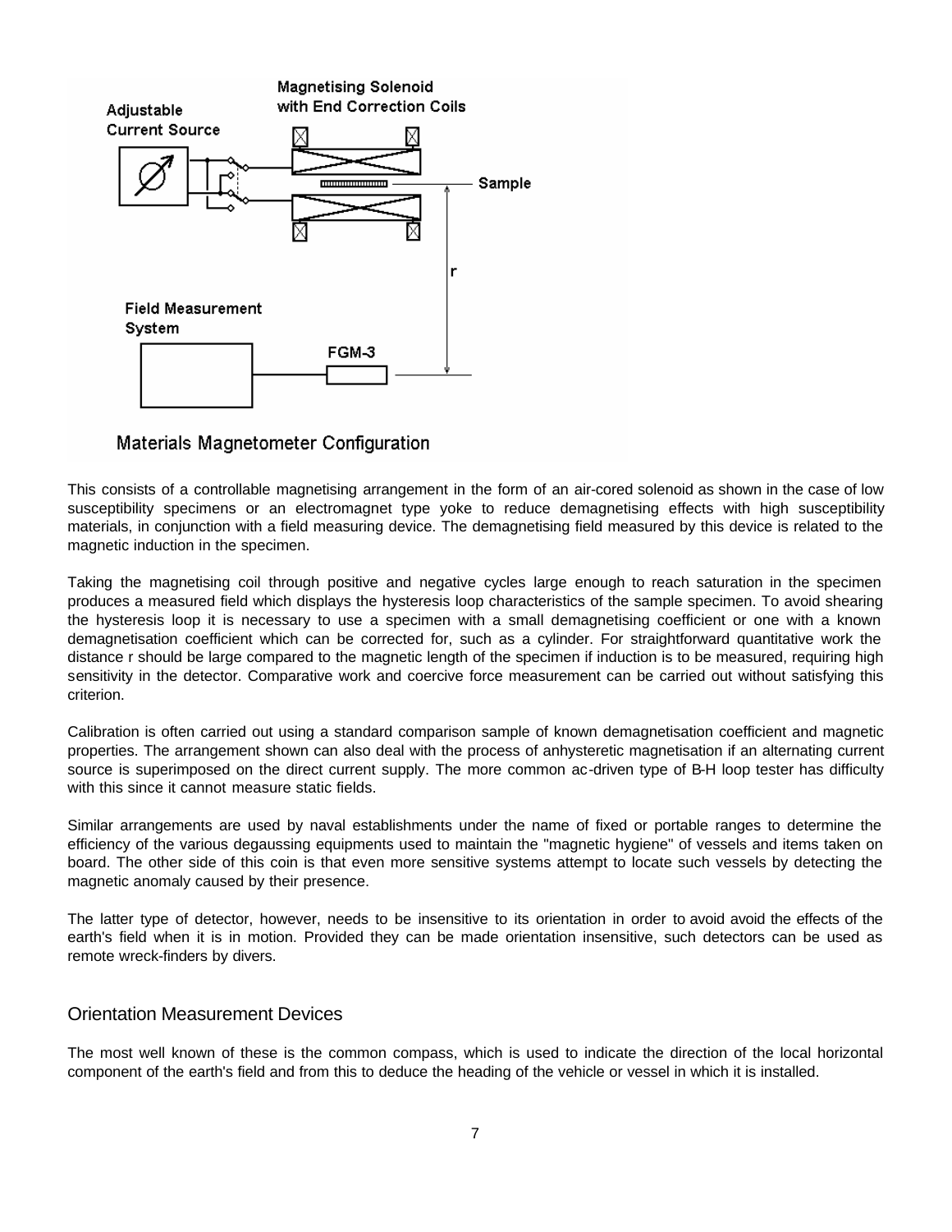Materials Magnetometer Configuration

This consists of a controllable magnetising arrangement in the form of an air-cored solenoid as shown in the case of low susceptibility specimens or an electromagnet type yoke to reduce demagnetising effects with high susceptibility materials, in conjunction with a field measuring device. The demagnetising field measured by this device is related to the magnetic induction in the specimen.

Taking the magnetising coil through positive and negative cycles large enough to reach saturation in the specimen produces a measured field which displays the hysteresis loop characteristics of the sample specimen. To avoid shearing the hysteresis loop it is necessary to use a specimen with a small demagnetising coefficient or one with a known demagnetisation coefficient which can be corrected for, such as a cylinder. For straightforward quantitative work the distance r should be large compared to the magnetic length of the specimen if induction is to be measured, requiring high sensitivity in the detector. Comparative work and coercive force measurement can be carried out without satisfying this criterion.

Calibration is often carried out using a standard comparison sample of known demagnetisation coefficient and magnetic properties. The arrangement shown can also deal with the process of anhysteretic magnetisation if an alternating current source is superimposed on the direct current supply. The more common ac-driven type of B-H loop tester has difficulty with this since it cannot measure static fields.

Similar arrangements are used by naval establishments under the name of fixed or portable ranges to determine the efficiency of the various degaussing equipments used to maintain the "magnetic hygiene" of vessels and items taken on board. The other side of this coin is that even more sensitive systems attempt to locate such vessels by detecting the magnetic anomaly caused by their presence.

The latter type of detector, however, needs to be insensitive to its orientation in order to avoid avoid the effects of the earth's field when it is in motion. Provided they can be made orientation insensitive, such detectors can be used as remote wreck-finders by divers.

## Orientation Measurement Devices

The most well known of these is the common compass, which is used to indicate the direction of the local horizontal component of the earth's field and from this to deduce the heading of the vehicle or vessel in which it is installed.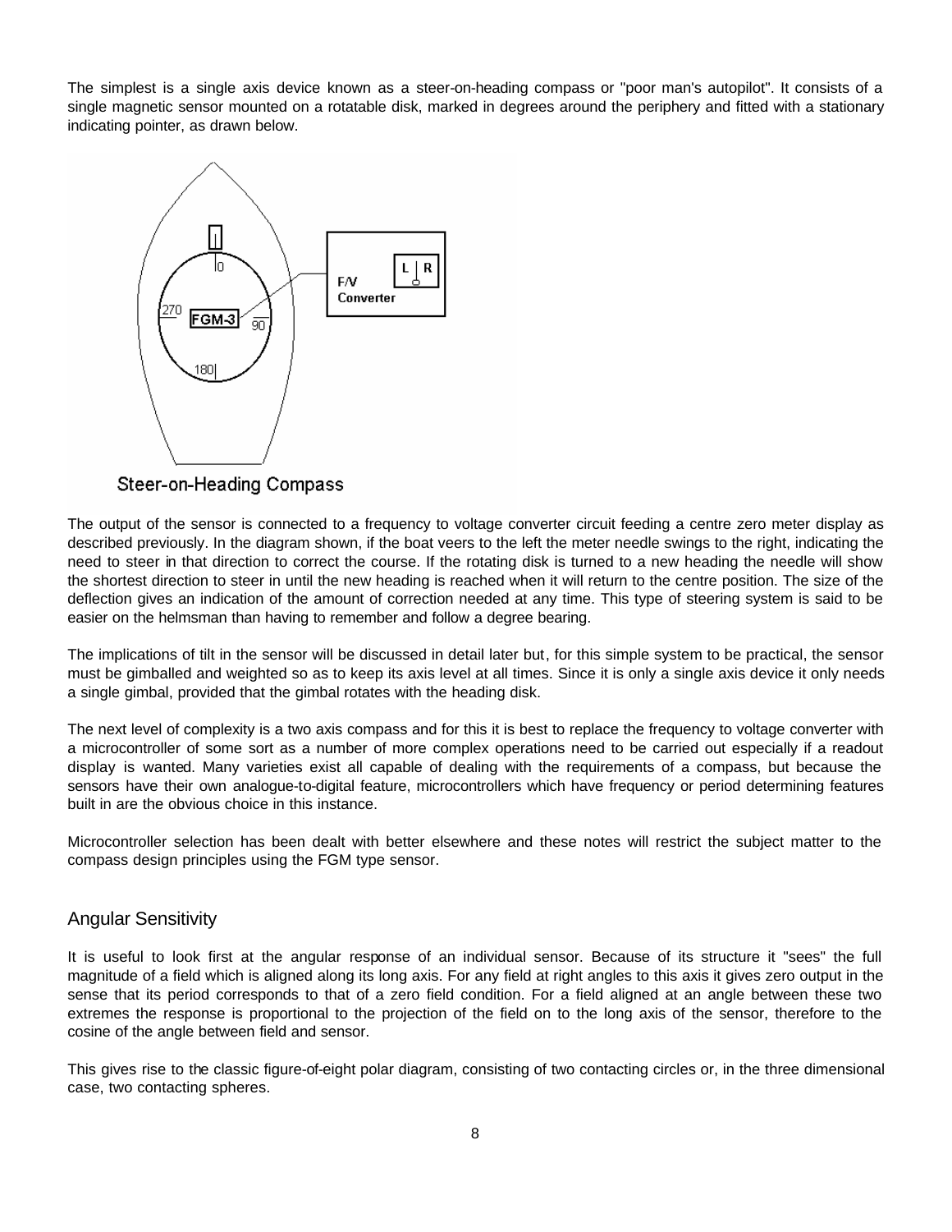The simplest is a single axis device known as a steer-on-heading compass or "poor man's autopilot". It consists of a single magnetic sensor mounted on a rotatable disk, marked in degrees around the periphery and fitted with a stationary indicating pointer, as drawn below.

Steer-on-Heading Compass

The output of the sensor is connected to a frequency to voltage converter circuit feeding a centre zero meter display as described previously. In the diagram shown, if the boat veers to the left the meter needle swings to the right, indicating the need to steer in that direction to correct the course. If the rotating disk is turned to a new heading the needle will show the shortest direction to steer in until the new heading is reached when it will return to the centre position. The size of the deflection gives an indication of the amount of correction needed at any time. This type of steering system is said to be easier on the helmsman than having to remember and follow a degree bearing.

The implications of tilt in the sensor will be discussed in detail later but, for this simple system to be practical, the sensor must be gimballed and weighted so as to keep its axis level at all times. Since it is only a single axis device it only needs a single gimbal, provided that the gimbal rotates with the heading disk.

The next level of complexity is a two axis compass and for this it is best to replace the frequency to voltage converter with a microcontroller of some sort as a number of more complex operations need to be carried out especially if a readout display is wanted. Many varieties exist all capable of dealing with the requirements of a compass, but because the sensors have their own analogue-to-digital feature, microcontrollers which have frequency or period determining features built in are the obvious choice in this instance.

Microcontroller selection has been dealt with better elsewhere and these notes will restrict the subject matter to the compass design principles using the FGM type sensor.

## Angular Sensitivity

It is useful to look first at the angular response of an individual sensor. Because of its structure it "sees" the full magnitude of a field which is aligned along its long axis. For any field at right angles to this axis it gives zero output in the sense that its period corresponds to that of a zero field condition. For a field aligned at an angle between these two extremes the response is proportional to the projection of the field on to the long axis of the sensor, therefore to the cosine of the angle between field and sensor.

This gives rise to the classic figure-of-eight polar diagram, consisting of two contacting circles or, in the three dimensional case, two contacting spheres.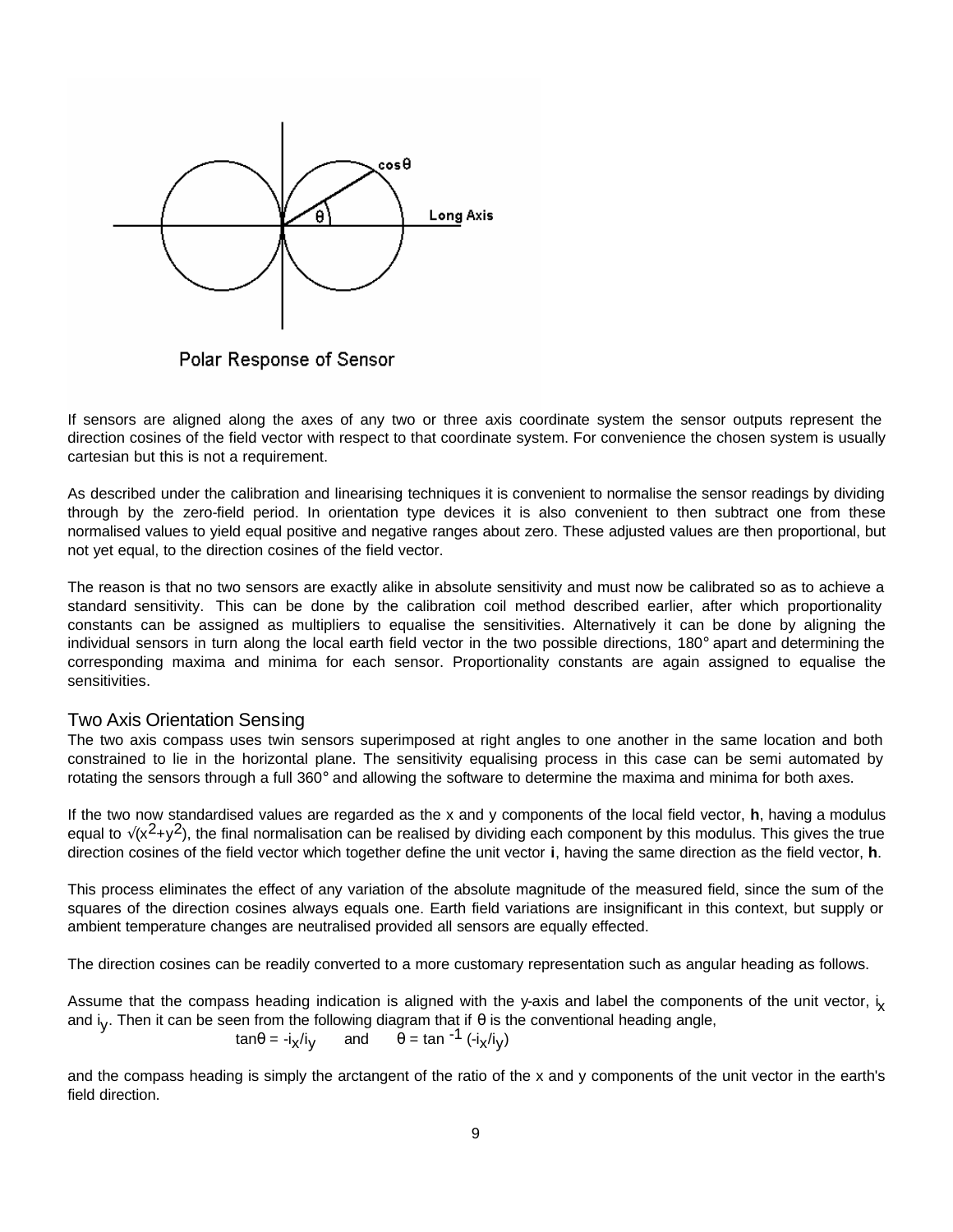Polar Response of Sensor

If sensors are aligned along the axes of any two or three axis coordinate system the sensor outputs represent the direction cosines of the field vector with respect to that coordinate system. For convenience the chosen system is usually cartesian but this is not a requirement.

As described under the calibration and linearising techniques it is convenient to normalise the sensor readings by dividing through by the zero-field period. In orientation type devices it is also convenient to then subtract one from these normalised values to yield equal positive and negative ranges about zero. These adjusted values are then proportional, but not yet equal, to the direction cosines of the field vector.

The reason is that no two sensors are exactly alike in absolute sensitivity and must now be calibrated so as to achieve a standard sensitivity. This can be done by the calibration coil method described earlier, after which proportionality constants can be assigned as multipliers to equalise the sensitivities. Alternatively it can be done by aligning the individual sensors in turn along the local earth field vector in the two possible directions, 180° apart and determining the corresponding maxima and minima for each sensor. Proportionality constants are again assigned to equalise the sensitivities.

## Two Axis Orientation Sensing

The two axis compass uses twin sensors superimposed at right angles to one another in the same location and both constrained to lie in the horizontal plane. The sensitivity equalising process in this case can be semi automated by rotating the sensors through a full 360° and allowing the software to determine the maxima and minima for both axes.

If the two now standardised values are regarded as the x and y components of the local field vector, **h**, having a modulus equal to $\sqrt{(x^2+y^2)}$, the final normalisation can be realised by dividing each component by this modulus. This gives the true direction cosines of the field vector which together define the unit vector **i**, having the same direction as the field vector, **h**.

This process eliminates the effect of any variation of the absolute magnitude of the measured field, since the sum of the squares of the direction cosines always equals one. Earth field variations are insignificant in this context, but supply or ambient temperature changes are neutralised provided all sensors are equally effected.

The direction cosines can be readily converted to a more customary representation such as angular heading as follows.

Assume that the compass heading indication is aligned with the y-axis and label the components of the unit vector, $i_x$ and $i_y$. Then it can be seen from the following diagram that if $\theta$ is the conventional heading angle,

$$\tan\theta = -i_x/i_y \quad \text{and} \quad \theta = \tan^{-1}(-i_x/i_y)$$

and the compass heading is simply the arctangent of the ratio of the x and y components of the unit vector in the earth's field direction.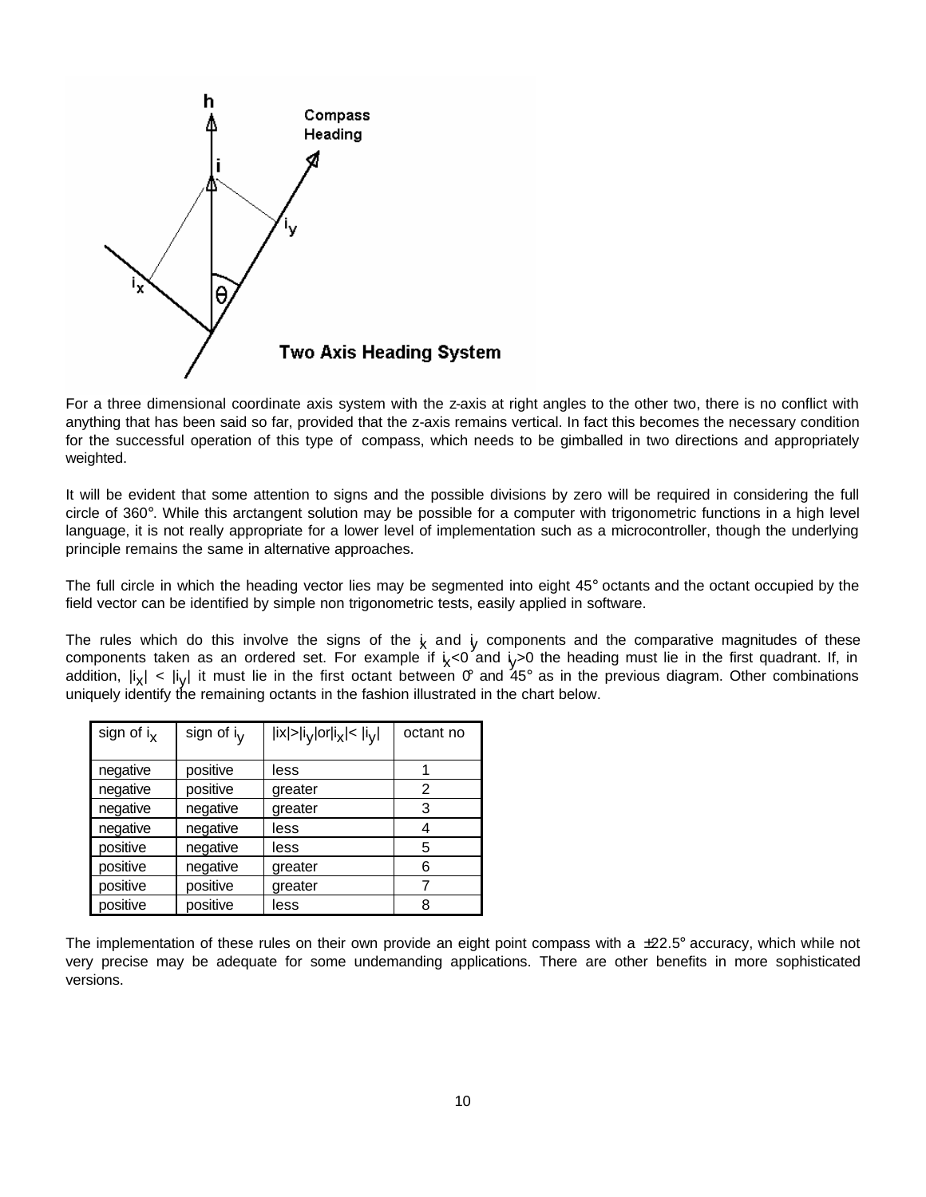For a three dimensional coordinate axis system with the z-axis at right angles to the other two, there is no conflict with anything that has been said so far, provided that the z-axis remains vertical. In fact this becomes the necessary condition for the successful operation of this type of compass, which needs to be gimballed in two directions and appropriately weighted.

It will be evident that some attention to signs and the possible divisions by zero will be required in considering the full circle of 360°. While this arctangent solution may be possible for a computer with trigonometric functions in a high level language, it is not really appropriate for a lower level of implementation such as a microcontroller, though the underlying principle remains the same in alternative approaches.

The full circle in which the heading vector lies may be segmented into eight 45° octants and the octant occupied by the field vector can be identified by simple non trigonometric tests, easily applied in software.

The rules which do this involve the signs of the $i_x$ and $i_y$ components and the comparative magnitudes of these components taken as an ordered set. For example if $i_x<0$ and $i_y>0$ the heading must lie in the first quadrant. If, in addition, $|i_x| < |i_y|$ it must lie in the first octant between 0° and 45° as in the previous diagram. Other combinations uniquely identify the remaining octants in the fashion illustrated in the chart below.

| sign of $i_x$ | sign of $i_y$ | $\|i_x\|>\|i_y\|$ or $\|i_x\|<\|i_y\|$ | octant no |
|---|---|---|---|
| negative | positive | less | 1 |
| negative | positive | greater | 2 |
| negative | negative | greater | 3 |
| negative | negative | less | 4 |
| positive | negative | less | 5 |
| positive | negative | greater | 6 |
| positive | positive | greater | 7 |
| positive | positive | less | 8 |

The implementation of these rules on their own provide an eight point compass with a ±22.5° accuracy, which while not very precise may be adequate for some undemanding applications. There are other benefits in more sophisticated versions.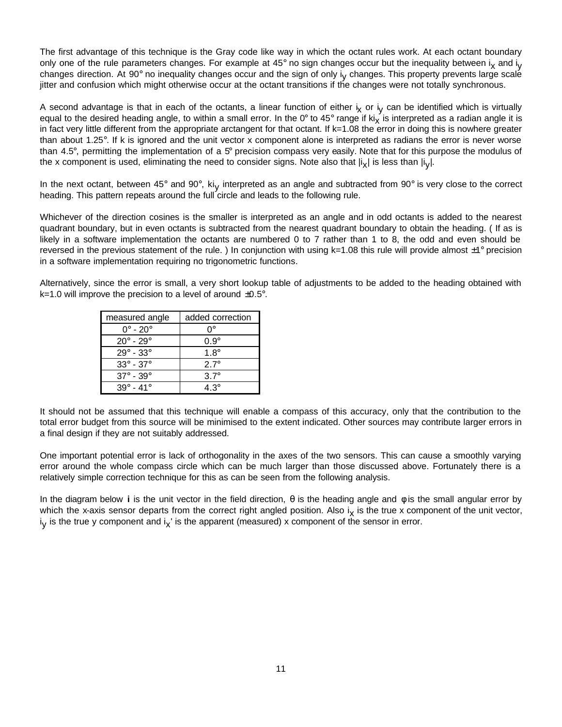The first advantage of this technique is the Gray code like way in which the octant rules work. At each octant boundary only one of the rule parameters changes. For example at 45° no sign changes occur but the inequality between $i_x$ and $i_y$ changes direction. At 90° no inequality changes occur and the sign of only $i_y$ changes. This property prevents large scale jitter and confusion which might otherwise occur at the octant transitions if the changes were not totally synchronous.

A second advantage is that in each of the octants, a linear function of either $i_x$ or $i_y$ can be identified which is virtually equal to the desired heading angle, to within a small error. In the 0° to 45° range if $ki_x$ is interpreted as a radian angle it is in fact very little different from the appropriate arctangent for that octant. If k=1.08 the error in doing this is nowhere greater than about 1.25°. If k is ignored and the unit vector x component alone is interpreted as radians the error is never worse than 4.5°, permitting the implementation of a 5° precision compass very easily. Note that for this purpose the modulus of the x component is used, eliminating the need to consider signs. Note also that $|i_x|$ is less than $|i_y|$.

In the next octant, between 45° and 90°, $ki_y$ interpreted as an angle and subtracted from 90° is very close to the correct heading. This pattern repeats around the full circle and leads to the following rule.

Whichever of the direction cosines is the smaller is interpreted as an angle and in odd octants is added to the nearest quadrant boundary, but in even octants is subtracted from the nearest quadrant boundary to obtain the heading. ( If as is likely in a software implementation the octants are numbered 0 to 7 rather than 1 to 8, the odd and even should be reversed in the previous statement of the rule. ) In conjunction with using k=1.08 this rule will provide almost ±1° precision in a software implementation requiring no trigonometric functions.

Alternatively, since the error is small, a very short lookup table of adjustments to be added to the heading obtained with k=1.0 will improve the precision to a level of around ±0.5°.

| measured angle | added correction |
|---|---|
| 0° - 20° | 0° |
| 20° - 29° | 0.9° |
| 29° - 33° | 1.8° |
| 33° - 37° | 2.7° |
| 37° - 39° | 3.7° |
| 39° - 41° | 4.3° |

It should not be assumed that this technique will enable a compass of this accuracy, only that the contribution to the total error budget from this source will be minimised to the extent indicated. Other sources may contribute larger errors in a final design if they are not suitably addressed.

One important potential error is lack of orthogonality in the axes of the two sensors. This can cause a smoothly varying error around the whole compass circle which can be much larger than those discussed above. Fortunately there is a relatively simple correction technique for this as can be seen from the following analysis.

In the diagram below **i** is the unit vector in the field direction, $\theta$ is the heading angle and $\phi$ is the small angular error by which the x-axis sensor departs from the correct right angled position. Also $i_x$ is the true x component of the unit vector, $i_y$ is the true y component and $i_x'$ is the apparent (measured) x component of the sensor in error.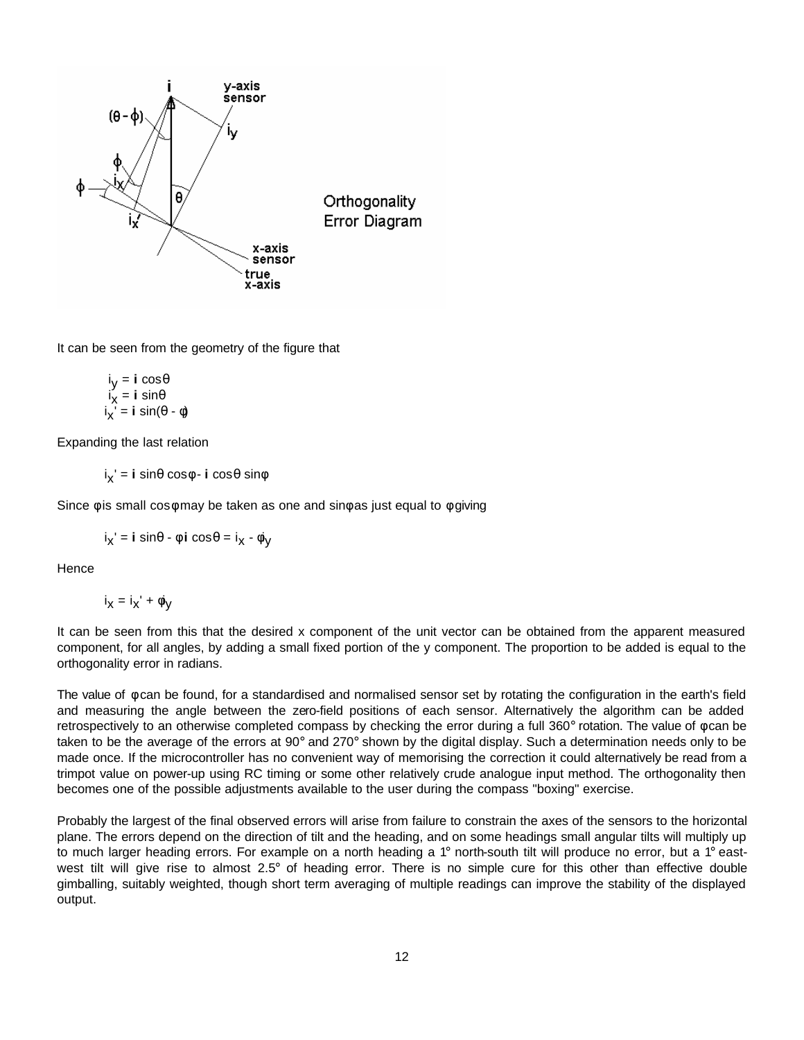Orthogonality Error Diagram

It can be seen from the geometry of the figure that

$$i_y = \mathbf{i}\cos\theta$$
$$i_x = \mathbf{i}\sin\theta$$
$$i_x' = \mathbf{i}\sin(\theta - \phi)$$

Expanding the last relation

$$i_x' = \mathbf{i}\sin\theta\cos\phi - \mathbf{i}\cos\theta\sin\phi$$

Since $\phi$ is small $\cos\phi$ may be taken as one and $\sin\phi$ as just equal to $\phi$ giving

$$i_x' = \mathbf{i}\sin\theta - \phi\,\mathbf{i}\cos\theta = i_x - \phi i_y$$

Hence

$$i_x = i_x' + \phi i_y$$

It can be seen from this that the desired x component of the unit vector can be obtained from the apparent measured component, for all angles, by adding a small fixed portion of the y component. The proportion to be added is equal to the orthogonality error in radians.

The value of $\phi$ can be found, for a standardised and normalised sensor set by rotating the configuration in the earth's field and measuring the angle between the zero-field positions of each sensor. Alternatively the algorithm can be added retrospectively to an otherwise completed compass by checking the error during a full 360° rotation. The value of $\phi$ can be taken to be the average of the errors at 90° and 270° shown by the digital display. Such a determination needs only to be made once. If the microcontroller has no convenient way of memorising the correction it could alternatively be read from a trimpot value on power-up using RC timing or some other relatively crude analogue input method. The orthogonality then becomes one of the possible adjustments available to the user during the compass "boxing" exercise.

Probably the largest of the final observed errors will arise from failure to constrain the axes of the sensors to the horizontal plane. The errors depend on the direction of tilt and the heading, and on some headings small angular tilts will multiply up to much larger heading errors. For example on a north heading a 1° north-south tilt will produce no error, but a 1° east-west tilt will give rise to almost 2.5° of heading error. There is no simple cure for this other than effective double gimballing, suitably weighted, though short term averaging of multiple readings can improve the stability of the displayed output.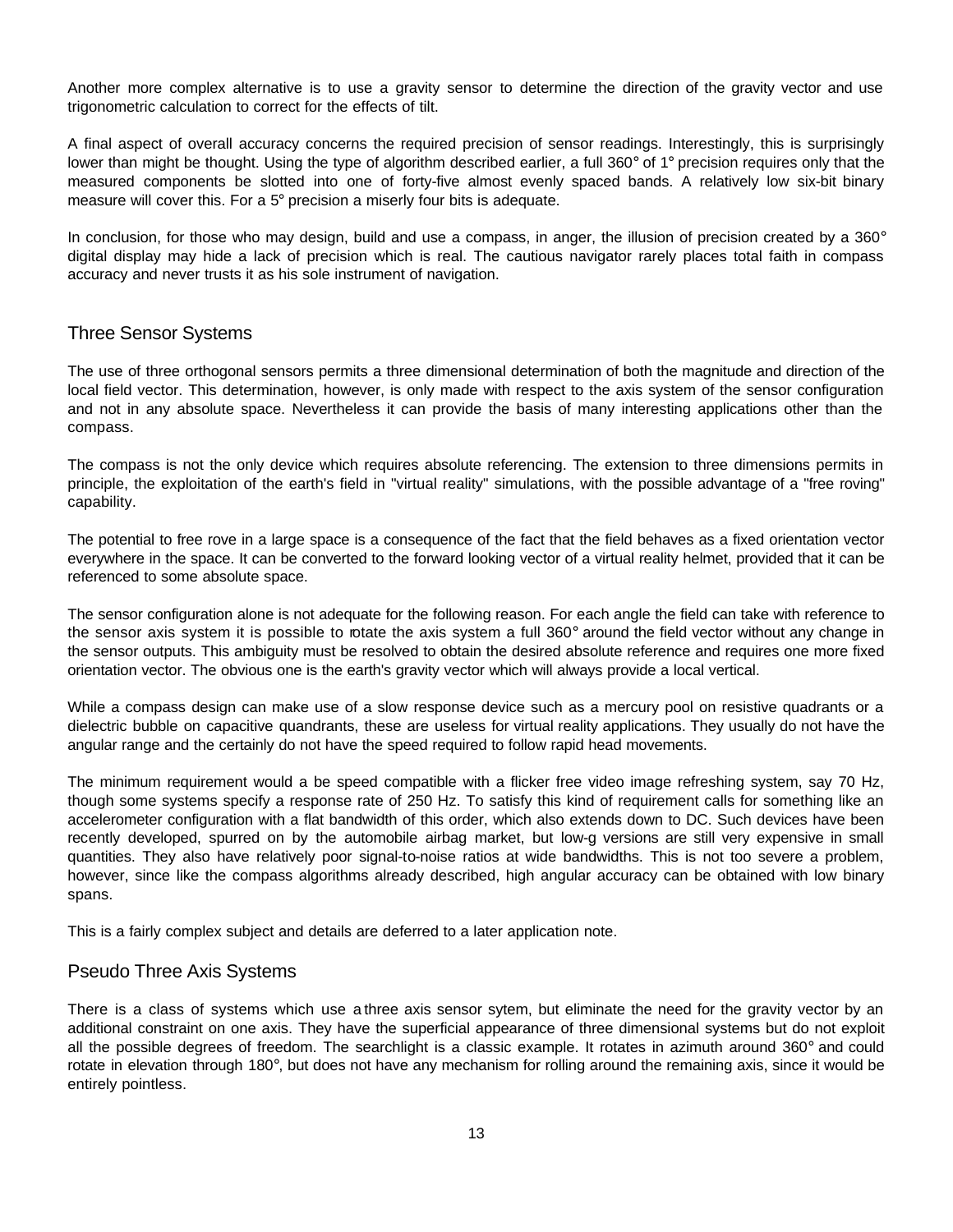Another more complex alternative is to use a gravity sensor to determine the direction of the gravity vector and use trigonometric calculation to correct for the effects of tilt.

A final aspect of overall accuracy concerns the required precision of sensor readings. Interestingly, this is surprisingly lower than might be thought. Using the type of algorithm described earlier, a full 360° of 1° precision requires only that the measured components be slotted into one of forty-five almost evenly spaced bands. A relatively low six-bit binary measure will cover this. For a 5° precision a miserly four bits is adequate.

In conclusion, for those who may design, build and use a compass, in anger, the illusion of precision created by a 360° digital display may hide a lack of precision which is real. The cautious navigator rarely places total faith in compass accuracy and never trusts it as his sole instrument of navigation.

## Three Sensor Systems

The use of three orthogonal sensors permits a three dimensional determination of both the magnitude and direction of the local field vector. This determination, however, is only made with respect to the axis system of the sensor configuration and not in any absolute space. Nevertheless it can provide the basis of many interesting applications other than the compass.

The compass is not the only device which requires absolute referencing. The extension to three dimensions permits in principle, the exploitation of the earth's field in "virtual reality" simulations, with the possible advantage of a "free roving" capability.

The potential to free rove in a large space is a consequence of the fact that the field behaves as a fixed orientation vector everywhere in the space. It can be converted to the forward looking vector of a virtual reality helmet, provided that it can be referenced to some absolute space.

The sensor configuration alone is not adequate for the following reason. For each angle the field can take with reference to the sensor axis system it is possible to rotate the axis system a full 360° around the field vector without any change in the sensor outputs. This ambiguity must be resolved to obtain the desired absolute reference and requires one more fixed orientation vector. The obvious one is the earth's gravity vector which will always provide a local vertical.

While a compass design can make use of a slow response device such as a mercury pool on resistive quadrants or a dielectric bubble on capacitive quandrants, these are useless for virtual reality applications. They usually do not have the angular range and the certainly do not have the speed required to follow rapid head movements.

The minimum requirement would a be speed compatible with a flicker free video image refreshing system, say 70 Hz, though some systems specify a response rate of 250 Hz. To satisfy this kind of requirement calls for something like an accelerometer configuration with a flat bandwidth of this order, which also extends down to DC. Such devices have been recently developed, spurred on by the automobile airbag market, but low-g versions are still very expensive in small quantities. They also have relatively poor signal-to-noise ratios at wide bandwidths. This is not too severe a problem, however, since like the compass algorithms already described, high angular accuracy can be obtained with low binary spans.

This is a fairly complex subject and details are deferred to a later application note.

## Pseudo Three Axis Systems

There is a class of systems which use a three axis sensor sytem, but eliminate the need for the gravity vector by an additional constraint on one axis. They have the superficial appearance of three dimensional systems but do not exploit all the possible degrees of freedom. The searchlight is a classic example. It rotates in azimuth around 360° and could rotate in elevation through 180°, but does not have any mechanism for rolling around the remaining axis, since it would be entirely pointless.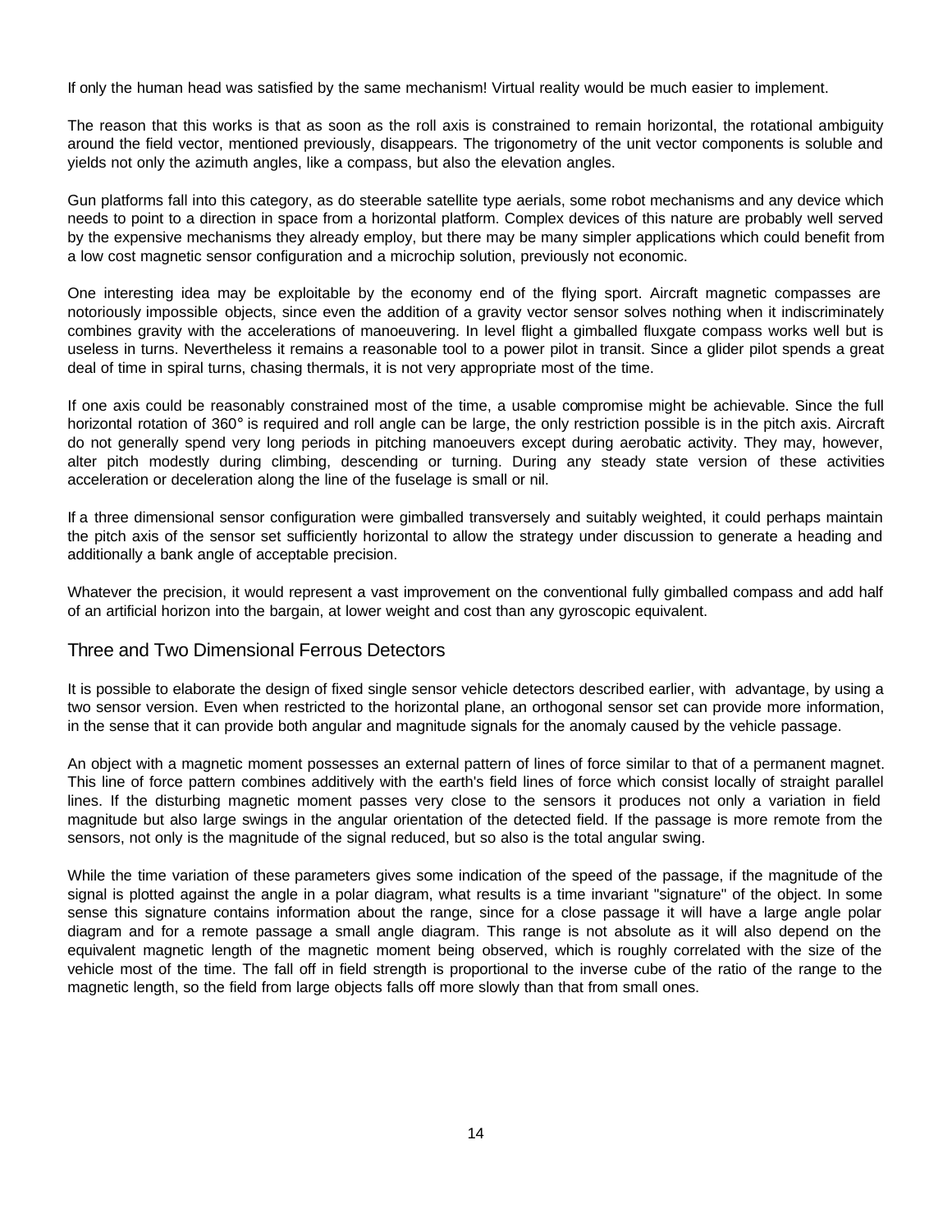If only the human head was satisfied by the same mechanism! Virtual reality would be much easier to implement.

The reason that this works is that as soon as the roll axis is constrained to remain horizontal, the rotational ambiguity around the field vector, mentioned previously, disappears. The trigonometry of the unit vector components is soluble and yields not only the azimuth angles, like a compass, but also the elevation angles.

Gun platforms fall into this category, as do steerable satellite type aerials, some robot mechanisms and any device which needs to point to a direction in space from a horizontal platform. Complex devices of this nature are probably well served by the expensive mechanisms they already employ, but there may be many simpler applications which could benefit from a low cost magnetic sensor configuration and a microchip solution, previously not economic.

One interesting idea may be exploitable by the economy end of the flying sport. Aircraft magnetic compasses are notoriously impossible objects, since even the addition of a gravity vector sensor solves nothing when it indiscriminately combines gravity with the accelerations of manoeuvering. In level flight a gimballed fluxgate compass works well but is useless in turns. Nevertheless it remains a reasonable tool to a power pilot in transit. Since a glider pilot spends a great deal of time in spiral turns, chasing thermals, it is not very appropriate most of the time.

If one axis could be reasonably constrained most of the time, a usable compromise might be achievable. Since the full horizontal rotation of 360° is required and roll angle can be large, the only restriction possible is in the pitch axis. Aircraft do not generally spend very long periods in pitching manoeuvers except during aerobatic activity. They may, however, alter pitch modestly during climbing, descending or turning. During any steady state version of these activities acceleration or deceleration along the line of the fuselage is small or nil.

If a three dimensional sensor configuration were gimballed transversely and suitably weighted, it could perhaps maintain the pitch axis of the sensor set sufficiently horizontal to allow the strategy under discussion to generate a heading and additionally a bank angle of acceptable precision.

Whatever the precision, it would represent a vast improvement on the conventional fully gimballed compass and add half of an artificial horizon into the bargain, at lower weight and cost than any gyroscopic equivalent.

## Three and Two Dimensional Ferrous Detectors

It is possible to elaborate the design of fixed single sensor vehicle detectors described earlier, with advantage, by using a two sensor version. Even when restricted to the horizontal plane, an orthogonal sensor set can provide more information, in the sense that it can provide both angular and magnitude signals for the anomaly caused by the vehicle passage.

An object with a magnetic moment possesses an external pattern of lines of force similar to that of a permanent magnet. This line of force pattern combines additively with the earth's field lines of force which consist locally of straight parallel lines. If the disturbing magnetic moment passes very close to the sensors it produces not only a variation in field magnitude but also large swings in the angular orientation of the detected field. If the passage is more remote from the sensors, not only is the magnitude of the signal reduced, but so also is the total angular swing.

While the time variation of these parameters gives some indication of the speed of the passage, if the magnitude of the signal is plotted against the angle in a polar diagram, what results is a time invariant "signature" of the object. In some sense this signature contains information about the range, since for a close passage it will have a large angle polar diagram and for a remote passage a small angle diagram. This range is not absolute as it will also depend on the equivalent magnetic length of the magnetic moment being observed, which is roughly correlated with the size of the vehicle most of the time. The fall off in field strength is proportional to the inverse cube of the ratio of the range to the magnetic length, so the field from large objects falls off more slowly than that from small ones.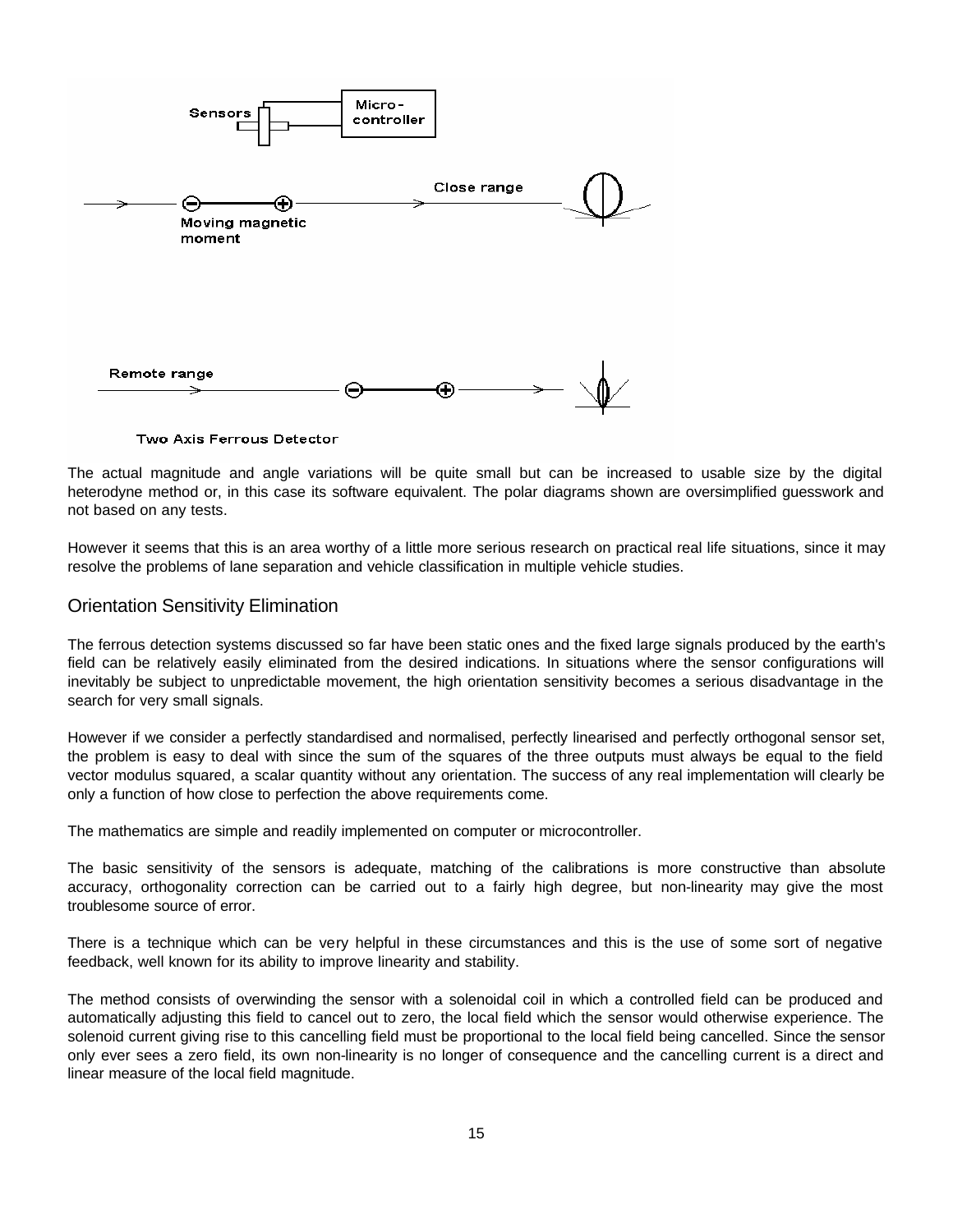Two Axis Ferrous Detector

The actual magnitude and angle variations will be quite small but can be increased to usable size by the digital heterodyne method or, in this case its software equivalent. The polar diagrams shown are oversimplified guesswork and not based on any tests.

However it seems that this is an area worthy of a little more serious research on practical real life situations, since it may resolve the problems of lane separation and vehicle classification in multiple vehicle studies.

## Orientation Sensitivity Elimination

The ferrous detection systems discussed so far have been static ones and the fixed large signals produced by the earth's field can be relatively easily eliminated from the desired indications. In situations where the sensor configurations will inevitably be subject to unpredictable movement, the high orientation sensitivity becomes a serious disadvantage in the search for very small signals.

However if we consider a perfectly standardised and normalised, perfectly linearised and perfectly orthogonal sensor set, the problem is easy to deal with since the sum of the squares of the three outputs must always be equal to the field vector modulus squared, a scalar quantity without any orientation. The success of any real implementation will clearly be only a function of how close to perfection the above requirements come.

The mathematics are simple and readily implemented on computer or microcontroller.

The basic sensitivity of the sensors is adequate, matching of the calibrations is more constructive than absolute accuracy, orthogonality correction can be carried out to a fairly high degree, but non-linearity may give the most troublesome source of error.

There is a technique which can be very helpful in these circumstances and this is the use of some sort of negative feedback, well known for its ability to improve linearity and stability.

The method consists of overwinding the sensor with a solenoidal coil in which a controlled field can be produced and automatically adjusting this field to cancel out to zero, the local field which the sensor would otherwise experience. The solenoid current giving rise to this cancelling field must be proportional to the local field being cancelled. Since the sensor only ever sees a zero field, its own non-linearity is no longer of consequence and the cancelling current is a direct and linear measure of the local field magnitude.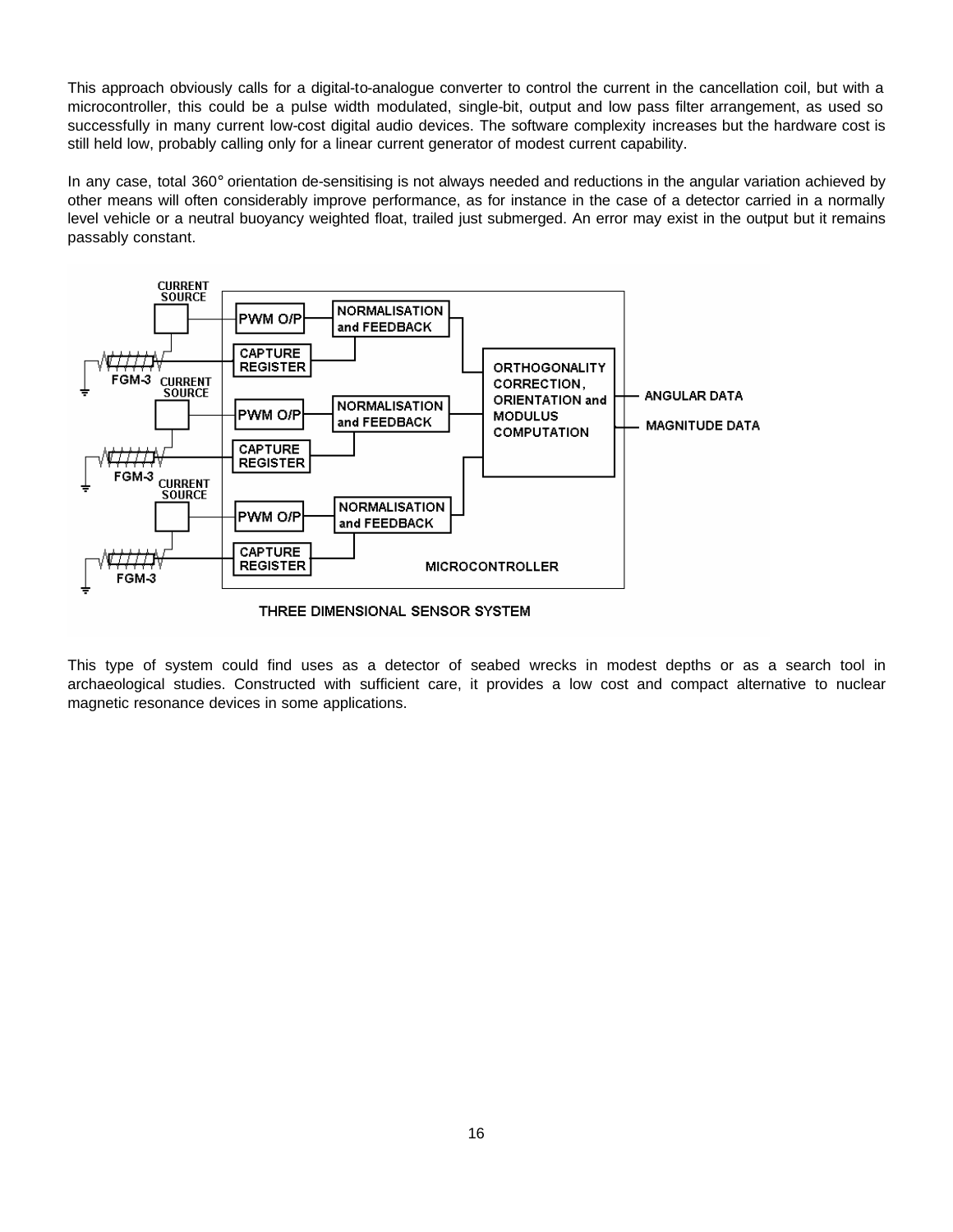This approach obviously calls for a digital-to-analogue converter to control the current in the cancellation coil, but with a microcontroller, this could be a pulse width modulated, single-bit, output and low pass filter arrangement, as used so successfully in many current low-cost digital audio devices. The software complexity increases but the hardware cost is still held low, probably calling only for a linear current generator of modest current capability.

In any case, total 360° orientation de-sensitising is not always needed and reductions in the angular variation achieved by other means will often considerably improve performance, as for instance in the case of a detector carried in a normally level vehicle or a neutral buoyancy weighted float, trailed just submerged. An error may exist in the output but it remains passably constant.

CURRENT SOURCE

PWM O/P

NORMALISATION and FEEDBACK

CAPTURE REGISTER

FGM-3

CURRENT SOURCE

PWM O/P

NORMALISATION and FEEDBACK

CAPTURE REGISTER

FGM-3

CURRENT SOURCE

PWM O/P

NORMALISATION and FEEDBACK

CAPTURE REGISTER

FGM-3

ORTHOGONALITY CORRECTION, ORIENTATION and MODULUS COMPUTATION

ANGULAR DATA

MAGNITUDE DATA

MICROCONTROLLER

THREE DIMENSIONAL SENSOR SYSTEM

This type of system could find uses as a detector of seabed wrecks in modest depths or as a search tool in archaeological studies. Constructed with sufficient care, it provides a low cost and compact alternative to nuclear magnetic resonance devices in some applications.